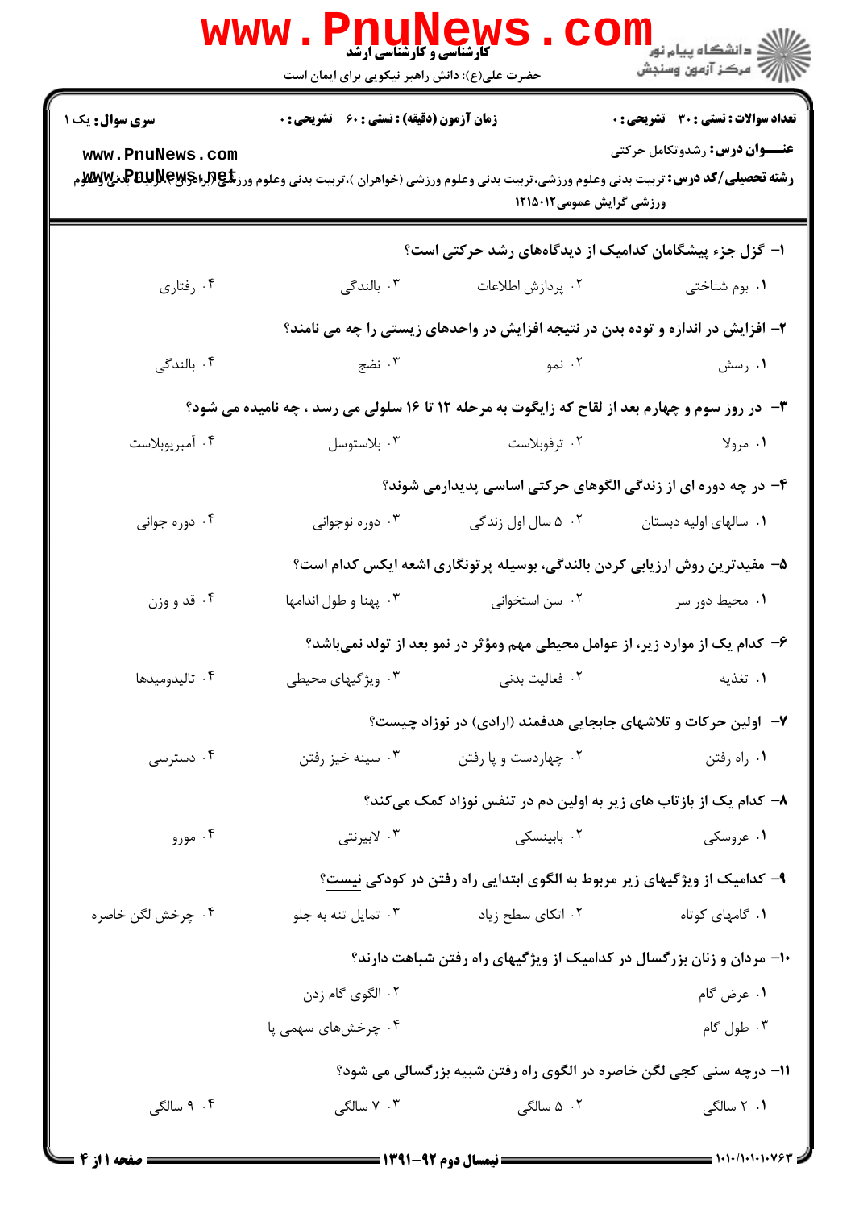کارشناسی و کارشناسی ارشد

حضرت علی(ع): دانش راهبر نیکویی برای ایمان است

**سری سوال:** یک ۱ | **زمان آزمون (دقیقه) : تستی : ۶۰ تشریحی : ۰** | **تعداد سوالات : تستی : ۳۰ تشریحی : ۰**

**عنـــوان درس:** رشدوتکامل حرکتی

**رشته تحصیلی/کد درس:** تربیت بدنی وعلوم ورزشی،تربیت بدنی وعلوم ورزشی (خواهران )،تربیت بدنی وعلوم ورزشی (برادران )،تربیت بدنی وعلوم ورزشی گرایش عمومی۱۲۱۵۰۱۲

۱- گزل جزء پیشگامان کدامیک از دیدگاه‌های رشد حرکتی است؟

۱. بوم شناختی
۲. پردازش اطلاعات
۳. بالندگی
۴. رفتاری

۲- افزایش در اندازه و توده بدن در نتیجه افزایش در واحدهای زیستی را چه می نامند؟

۱. رسش
۲. نمو
۳. نضج
۴. بالندگی

۳- در روز سوم و چهارم بعد از لقاح که زایگوت به مرحله ۱۲ تا ۱۶ سلولی می رسد ، چه نامیده می شود؟

۱. مرولا
۲. ترفوبلاست
۳. بلاستوسل
۴. آمبریوبلاست

۴- در چه دوره ای از زندگی الگوهای حرکتی اساسی پدیدارمی شوند؟

۱. سالهای اولیه دبستان
۲. ۵ سال اول زندگی
۳. دوره نوجوانی
۴. دوره جوانی

۵- مفیدترین روش ارزیابی کردن بالندگی، بوسیله پرتونگاری اشعه ایکس کدام است؟

۱. محیط دور سر
۲. سن استخوانی
۳. پهنا و طول اندامها
۴. قد و وزن

۶- کدام یک از موارد زیر، از عوامل محیطی مهم ومؤثر در نمو بعد از تولد نمی‌باشد؟

۱. تغذیه
۲. فعالیت بدنی
۳. ویژگیهای محیطی
۴. تالیدومیدها

۷- اولین حرکات و تلاشهای جابجایی هدفمند (ارادی) در نوزاد چیست؟

۱. راه رفتن
۲. چهاردست و پا رفتن
۳. سینه خیز رفتن
۴. دسترسی

۸- کدام یک از بازتاب های زیر به اولین دم در تنفس نوزاد کمک می‌کند؟

۱. عروسکی
۲. بابینسکی
۳. لابیرنتی
۴. مورو

۹- کدامیک از ویژگیهای زیر مربوط به الگوی ابتدایی راه رفتن در کودکی نیست؟

۱. گامهای کوتاه
۲. اتکای سطح زیاد
۳. تمایل تنه به جلو
۴. چرخش لگن خاصره

۱۰- مردان و زنان بزرگسال در کدامیک از ویژگیهای راه رفتن شباهت دارند؟

۱. عرض گام
۲. الگوی گام زدن
۳. طول گام
۴. چرخش‌های سهمی پا

۱۱- درچه سنی کجی لگن خاصره در الگوی راه رفتن شبیه بزرگسالی می شود؟

۱. ۲ سالگی
۲. ۵ سالگی
۳. ۷ سالگی
۴. ۹ سالگی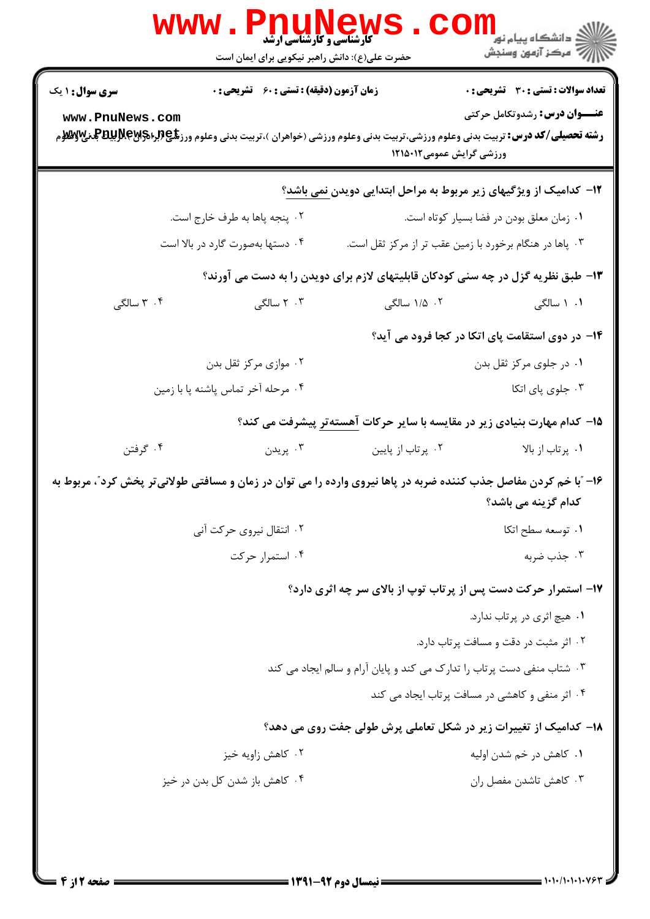**سری سوال:** ۱ یک | **زمان آزمون (دقیقه) : تستی :** ۶۰ **تشریحی :** ۰ | **تعداد سوالات : تستی :** ۳۰ **تشریحی :** ۰

**عنـــوان درس:** رشدوتکامل حرکتی

**رشته تحصیلی/کد درس:** تربیت بدنی وعلوم ورزشی،تربیت بدنی وعلوم ورزشی (خواهران )،تربیت بدنی وعلوم ورزشی (برادران)،تربیت بدنی وعلوم ورزشی گرایش عمومی۱۲۱۵۰۱۲

۱۲- کدامیک از ویژگیهای زیر مربوط به مراحل ابتدایی دویدن نمی باشد؟

۱. زمان معلق بودن در فضا بسیار کوتاه است.

۲. پنجه پاها به طرف خارج است.

۳. پاها در هنگام برخورد با زمین عقب تر از مرکز ثقل است.

۴. دستها بصورت گارد در بالا است

۱۳- طبق نظریه گزل در چه سنی کودکان قابلیتهای لازم برای دویدن را به دست می آورند؟

۱. ۱ سالگی

۲. ۱/۵ سالگی

۳. ۲ سالگی

۴. ۳ سالگی

۱۴- در دوی استقامت پای اتکا در کجا فرود می آید؟

۱. در جلوی مرکز ثقل بدن

۲. موازی مرکز ثقل بدن

۳. جلوی پای اتکا

۴. مرحله آخر تماس پاشنه پا با زمین

۱۵- کدام مهارت بنیادی زیر در مقایسه با سایر حرکات آهسته‌تر پیشرفت می کند؟

۱. پرتاب از بالا

۲. پرتاب از پایین

۳. پریدن

۴. گرفتن

۱۶- "با خم کردن مفاصل جذب کننده ضربه در پاها نیروی وارده را می توان در زمان و مسافتی طولانی‌تر پخش کرد"، مربوط به کدام گزینه می باشد؟

۱. توسعه سطح اتکا

۲. انتقال نیروی حرکت آنی

۳. جذب ضربه

۴. استمرار حرکت

۱۷- استمرار حرکت دست پس از پرتاب توپ از بالای سر چه اثری دارد؟

۱. هیچ اثری در پرتاب ندارد.

۲. اثر مثبت در دقت و مسافت پرتاب دارد.

۳. شتاب منفی دست پرتاب را تدارک می کند و پایان آرام و سالم ایجاد می کند

۴. اثر منفی و کاهشی در مسافت پرتاب ایجاد می کند

۱۸- کدامیک از تغییرات زیر در شکل تعاملی پرش طولی جفت روی می دهد؟

۱. کاهش در خم شدن اولیه

۲. کاهش زاویه خیز

۳. کاهش تاشدن مفصل ران

۴. کاهش باز شدن کل بدن در خیز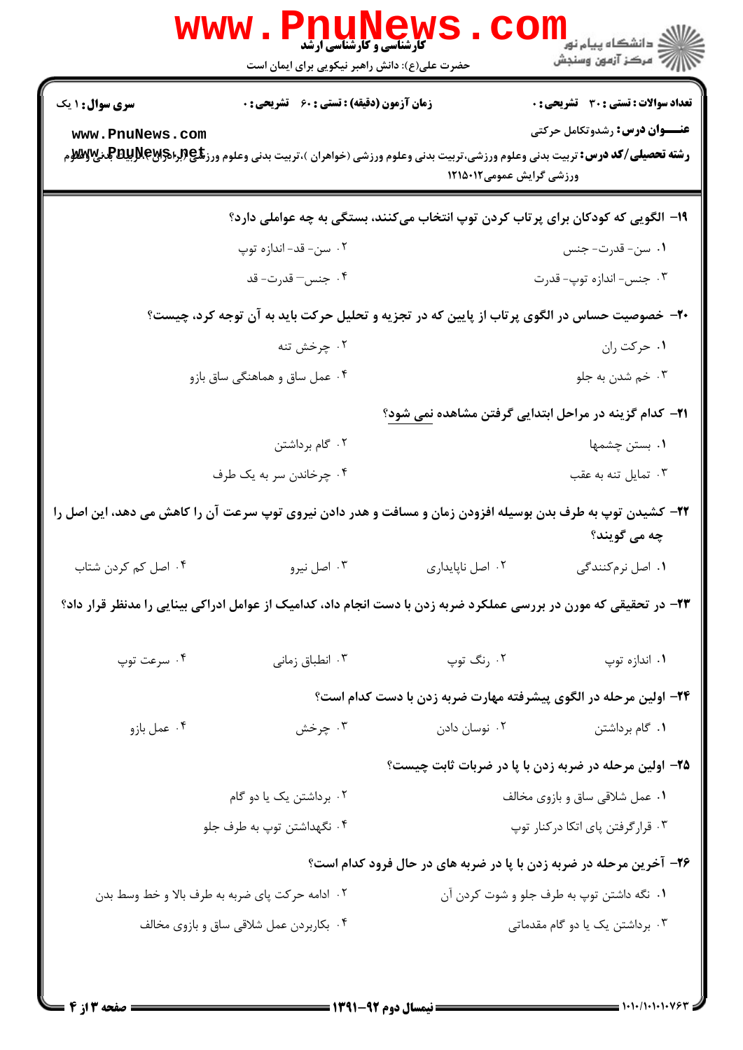**سری سوال:** ۱ یک

**زمان آزمون (دقیقه) : تستی : ۶۰ تشریحی : ۰**

**تعداد سوالات : تستی : ۳۰ تشریحی : ۰**

**عنـــوان درس:** رشدوتکامل حرکتی

**رشته تحصیلی/کد درس:** تربیت بدنی وعلوم ورزشی،تربیت بدنی وعلوم ورزشی (خواهران )،تربیت بدنی وعلوم ورزشی (برادران )،تربیت بدنی وعلوم ورزشی گرایش عمومی۱۲۱۵۰۱۲

۱۹- الگویی که کودکان برای پرتاب کردن توپ انتخاب می‌کنند، بستگی به چه عواملی دارد؟

۱. سن- قدرت- جنس

۲. سن- قد- اندازه توپ

۳. جنس- اندازه توپ- قدرت

۴. جنس – قدرت- قد

۲۰- خصوصیت حساس در الگوی پرتاب از پایین که در تجزیه و تحلیل حرکت باید به آن توجه کرد، چیست؟

۱. حرکت ران

۲. چرخش تنه

۳. خم شدن به جلو

۴. عمل ساق و هماهنگی ساق بازو

۲۱- کدام گزینه در مراحل ابتدایی گرفتن مشاهده نمی شود؟

۱. بستن چشمها

۲. گام برداشتن

۳. تمایل تنه به عقب

۴. چرخاندن سر به یک طرف

۲۲- کشیدن توپ به طرف بدن بوسیله افزودن زمان و مسافت و هدر دادن نیروی توپ سرعت آن را کاهش می دهد، این اصل را چه می گویند؟

۱. اصل نرم‌کنندگی

۲. اصل ناپایداری

۳. اصل نیرو

۴. اصل کم کردن شتاب

۲۳- در تحقیقی که مورن در بررسی عملکرد ضربه زدن با دست انجام داد، کدامیک از عوامل ادراکی بینایی را مدنظر قرار داد؟

۱. اندازه توپ

۲. رنگ توپ

۳. انطباق زمانی

۴. سرعت توپ

۲۴- اولین مرحله در الگوی پیشرفته مهارت ضربه زدن با دست کدام است؟

۱. گام برداشتن

۲. نوسان دادن

۳. چرخش

۴. عمل بازو

۲۵- اولین مرحله در ضربه زدن با پا در ضربات ثابت چیست؟

۱. عمل شلاقی ساق و بازوی مخالف

۲. برداشتن یک یا دو گام

۳. قرارگرفتن پای اتکا درکنار توپ

۴. نگهداشتن توپ به طرف جلو

۲۶- آخرین مرحله در ضربه زدن با پا در ضربه های در حال فرود کدام است؟

۱. نگه داشتن توپ به طرف جلو و شوت کردن آن

۲. ادامه حرکت پای ضربه به طرف بالا و خط وسط بدن

۳. برداشتن یک یا دو گام مقدماتی

۴. بکاربردن عمل شلاقی ساق و بازوی مخالف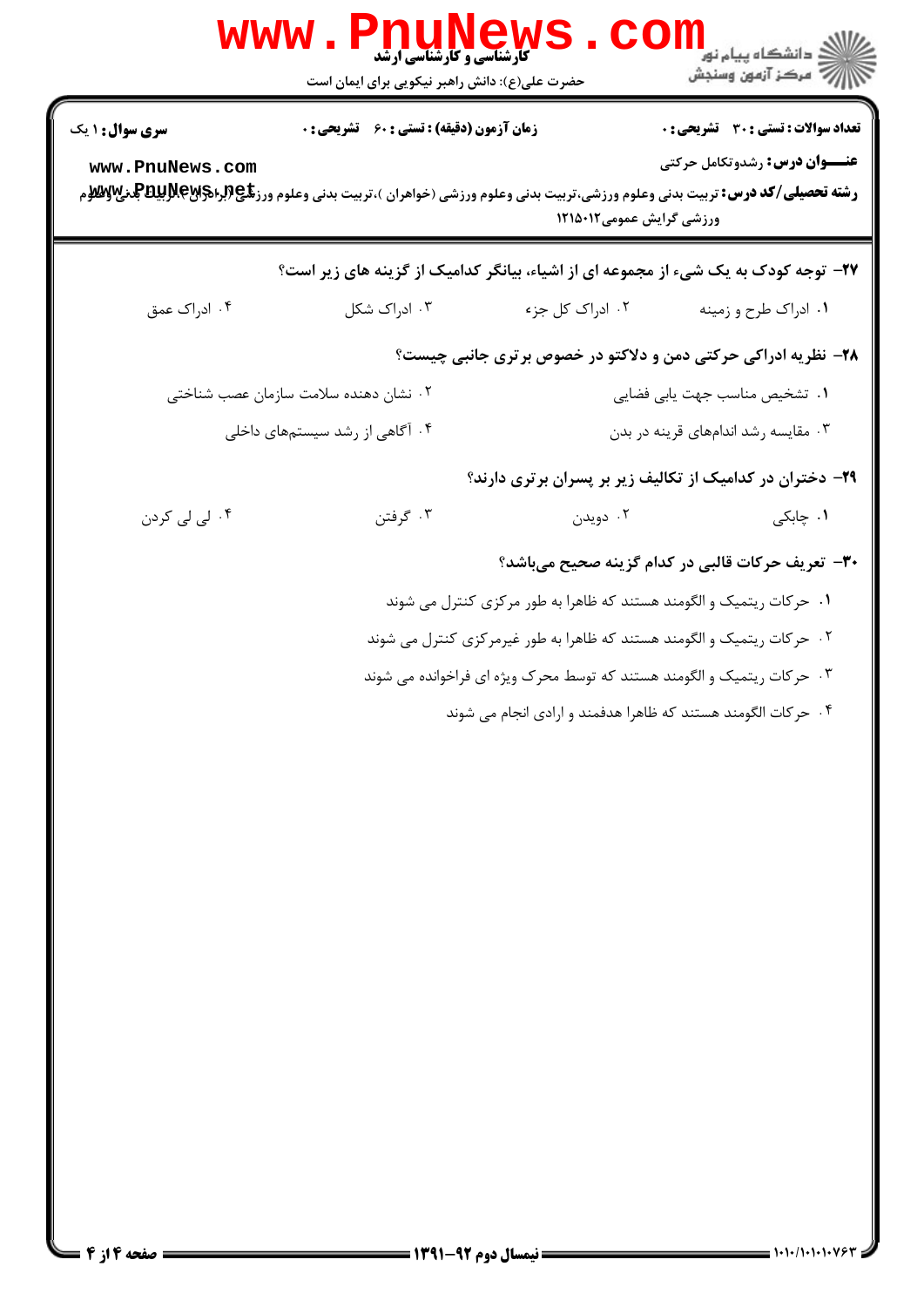۲۷- توجه کودک به یک شیء از مجموعه ای از اشیاء، بیانگر کدامیک از گزینه های زیر است؟

۱. ادراک طرح و زمینه

۲. ادراک کل جزء

۳. ادراک شکل

۴. ادراک عمق

۲۸- نظریه ادراکی حرکتی دمن و دلاکتو در خصوص برتری جانبی چیست؟

۱. تشخیص مناسب جهت یابی فضایی

۲. نشان دهنده سلامت سازمان عصب شناختی

۳. مقایسه رشد اندام‌های قرینه در بدن

۴. آگاهی از رشد سیستم‌های داخلی

۲۹- دختران در کدامیک از تکالیف زیر بر پسران برتری دارند؟

۱. چابکی

۲. دویدن

۳. گرفتن

۴. لی لی کردن

۳۰- تعریف حرکات قالبی در کدام گزینه صحیح می‌باشد؟

۱. حرکات ریتمیک و الگومند هستند که ظاهرا به طور مرکزی کنترل می شوند

۲. حرکات ریتمیک و الگومند هستند که ظاهرا به طور غیرمرکزی کنترل می شوند

۳. حرکات ریتمیک و الگومند هستند که توسط محرک ویژه ای فراخوانده می شوند

۴. حرکات الگومند هستند که ظاهرا هدفمند و ارادی انجام می شوند